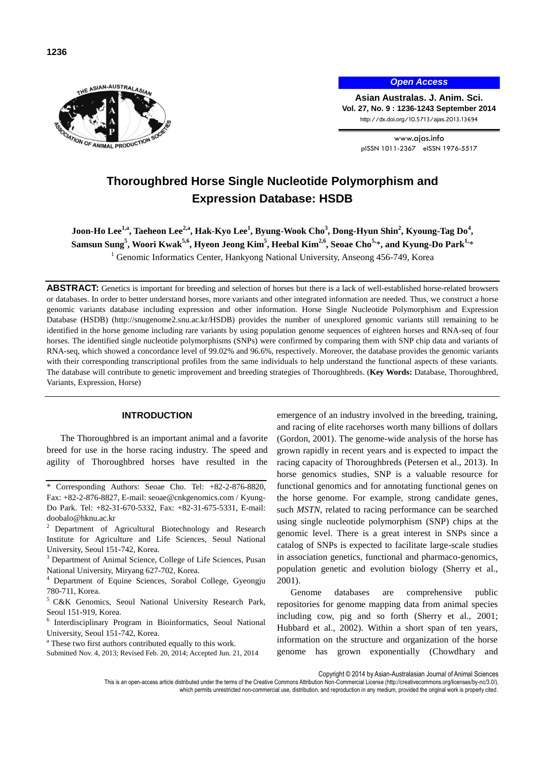Open Access

**Asian Australas. J. Anim. Sci.**
**Vol. 27, No. 9 : 1236-1243 September 2014**
http://dx.doi.org/10.5713/ajas.2013.13694

www.ajas.info
pISSN 1011-2367 eISSN 1976-5517

# Thoroughbred Horse Single Nucleotide Polymorphism and Expression Database: HSDB

**Joon-Ho Lee[1,a], Taeheon Lee[2,a], Hak-Kyo Lee[1], Byung-Wook Cho[3], Dong-Hyun Shin[2], Kyoung-Tag Do[4], Samsun Sung[5], Woori Kwak[5,6], Hyeon Jeong Kim[5], Heebal Kim[2,6], Seoae Cho[5,*], and Kyung-Do Park[1,*]**

[1] Genomic Informatics Center, Hankyong National University, Anseong 456-749, Korea

**ABSTRACT:** Genetics is important for breeding and selection of horses but there is a lack of well-established horse-related browsers or databases. In order to better understand horses, more variants and other integrated information are needed. Thus, we construct a horse genomic variants database including expression and other information. Horse Single Nucleotide Polymorphism and Expression Database (HSDB) (http://snugenome2.snu.ac.kr/HSDB) provides the number of unexplored genomic variants still remaining to be identified in the horse genome including rare variants by using population genome sequences of eighteen horses and RNA-seq of four horses. The identified single nucleotide polymorphisms (SNPs) were confirmed by comparing them with SNP chip data and variants of RNA-seq, which showed a concordance level of 99.02% and 96.6%, respectively. Moreover, the database provides the genomic variants with their corresponding transcriptional profiles from the same individuals to help understand the functional aspects of these variants. The database will contribute to genetic improvement and breeding strategies of Thoroughbreds. (**Key Words:** Database, Thoroughbred, Variants, Expression, Horse)

## INTRODUCTION

The Thoroughbred is an important animal and a favorite breed for use in the horse racing industry. The speed and agility of Thoroughbred horses have resulted in the emergence of an industry involved in the breeding, training, and racing of elite racehorses worth many billions of dollars (Gordon, 2001). The genome-wide analysis of the horse has grown rapidly in recent years and is expected to impact the racing capacity of Thoroughbreds (Petersen et al., 2013). In horse genomics studies, SNP is a valuable resource for functional genomics and for annotating functional genes on the horse genome. For example, strong candidate genes, such *MSTN*, related to racing performance can be searched using single nucleotide polymorphism (SNP) chips at the genomic level. There is a great interest in SNPs since a catalog of SNPs is expected to facilitate large-scale studies in association genetics, functional and pharmaco-genomics, population genetic and evolution biology (Sherry et al., 2001).

Genome databases are comprehensive public repositories for genome mapping data from animal species including cow, pig and so forth (Sherry et al., 2001; Hubbard et al., 2002). Within a short span of ten years, information on the structure and organization of the horse genome has grown exponentially (Chowdhary and

\* Corresponding Authors: Seoae Cho. Tel: +82-2-876-8820, Fax: +82-2-876-8827, E-mail: seoae@cnkgenomics.com / Kyung-Do Park. Tel: +82-31-670-5332, Fax: +82-31-675-5331, E-mail: doobalo@hknu.ac.kr

[2] Department of Agricultural Biotechnology and Research Institute for Agriculture and Life Sciences, Seoul National University, Seoul 151-742, Korea.

[3] Department of Animal Science, College of Life Sciences, Pusan National University, Miryang 627-702, Korea.

[4] Department of Equine Sciences, Sorabol College, Gyeongju 780-711, Korea.

[5] C&K Genomics, Seoul National University Research Park, Seoul 151-919, Korea.

[6] Interdisciplinary Program in Bioinformatics, Seoul National University, Seoul 151-742, Korea.

[a] These two first authors contributed equally to this work.

Submitted Nov. 4, 2013; Revised Feb. 20, 2014; Accepted Jun. 21, 2014

Copyright © 2014 by Asian-Australasian Journal of Animal Sciences

This is an open-access article distributed under the terms of the Creative Commons Attribution Non-Commercial License (http://creativecommons.org/licenses/by-nc/3.0/), which permits unrestricted non-commercial use, distribution, and reproduction in any medium, provided the original work is properly cited.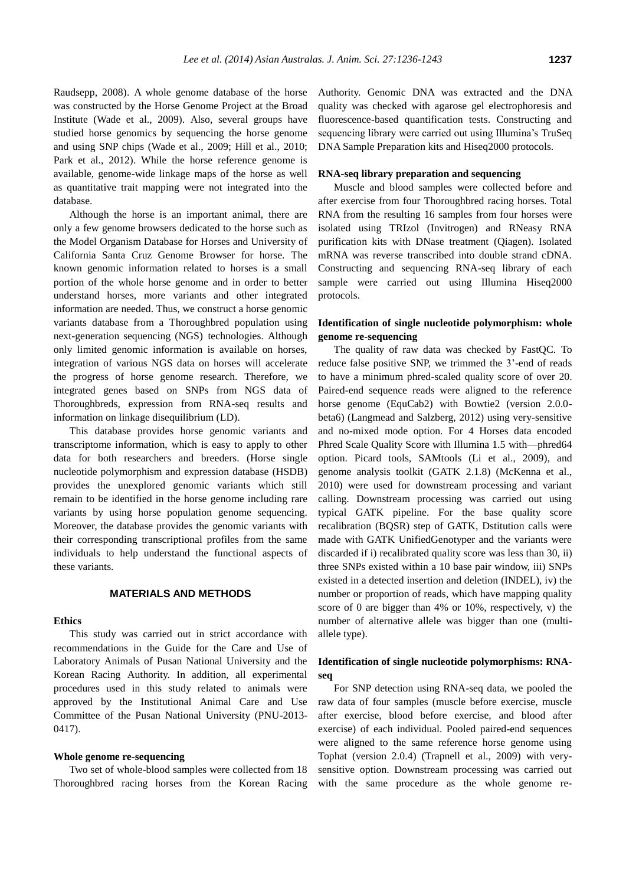Raudsepp, 2008). A whole genome database of the horse was constructed by the Horse Genome Project at the Broad Institute (Wade et al., 2009). Also, several groups have studied horse genomics by sequencing the horse genome and using SNP chips (Wade et al., 2009; Hill et al., 2010; Park et al., 2012). While the horse reference genome is available, genome-wide linkage maps of the horse as well as quantitative trait mapping were not integrated into the database.

Although the horse is an important animal, there are only a few genome browsers dedicated to the horse such as the Model Organism Database for Horses and University of California Santa Cruz Genome Browser for horse. The known genomic information related to horses is a small portion of the whole horse genome and in order to better understand horses, more variants and other integrated information are needed. Thus, we construct a horse genomic variants database from a Thoroughbred population using next-generation sequencing (NGS) technologies. Although only limited genomic information is available on horses, integration of various NGS data on horses will accelerate the progress of horse genome research. Therefore, we integrated genes based on SNPs from NGS data of Thoroughbreds, expression from RNA-seq results and information on linkage disequilibrium (LD).

This database provides horse genomic variants and transcriptome information, which is easy to apply to other data for both researchers and breeders. (Horse single nucleotide polymorphism and expression database (HSDB) provides the unexplored genomic variants which still remain to be identified in the horse genome including rare variants by using horse population genome sequencing. Moreover, the database provides the genomic variants with their corresponding transcriptional profiles from the same individuals to help understand the functional aspects of these variants.

## MATERIALS AND METHODS

### Ethics

This study was carried out in strict accordance with recommendations in the Guide for the Care and Use of Laboratory Animals of Pusan National University and the Korean Racing Authority. In addition, all experimental procedures used in this study related to animals were approved by the Institutional Animal Care and Use Committee of the Pusan National University (PNU-2013-0417).

### Whole genome re-sequencing

Two set of whole-blood samples were collected from 18 Thoroughbred racing horses from the Korean Racing Authority. Genomic DNA was extracted and the DNA quality was checked with agarose gel electrophoresis and fluorescence-based quantification tests. Constructing and sequencing library were carried out using Illumina's TruSeq DNA Sample Preparation kits and Hiseq2000 protocols.

### RNA-seq library preparation and sequencing

Muscle and blood samples were collected before and after exercise from four Thoroughbred racing horses. Total RNA from the resulting 16 samples from four horses were isolated using TRIzol (Invitrogen) and RNeasy RNA purification kits with DNase treatment (Qiagen). Isolated mRNA was reverse transcribed into double strand cDNA. Constructing and sequencing RNA-seq library of each sample were carried out using Illumina Hiseq2000 protocols.

### Identification of single nucleotide polymorphism: whole genome re-sequencing

The quality of raw data was checked by FastQC. To reduce false positive SNP, we trimmed the 3'-end of reads to have a minimum phred-scaled quality score of over 20. Paired-end sequence reads were aligned to the reference horse genome (EquCab2) with Bowtie2 (version 2.0.0-beta6) (Langmead and Salzberg, 2012) using very-sensitive and no-mixed mode option. For 4 Horses data encoded Phred Scale Quality Score with Illumina 1.5 with—phred64 option. Picard tools, SAMtools (Li et al., 2009), and genome analysis toolkit (GATK 2.1.8) (McKenna et al., 2010) were used for downstream processing and variant calling. Downstream processing was carried out using typical GATK pipeline. For the base quality score recalibration (BQSR) step of GATK, Dstitution calls were made with GATK UnifiedGenotyper and the variants were discarded if i) recalibrated quality score was less than 30, ii) three SNPs existed within a 10 base pair window, iii) SNPs existed in a detected insertion and deletion (INDEL), iv) the number or proportion of reads, which have mapping quality score of 0 are bigger than 4% or 10%, respectively, v) the number of alternative allele was bigger than one (multi-allele type).

### Identification of single nucleotide polymorphisms: RNA-seq

For SNP detection using RNA-seq data, we pooled the raw data of four samples (muscle before exercise, muscle after exercise, blood before exercise, and blood after exercise) of each individual. Pooled paired-end sequences were aligned to the same reference horse genome using Tophat (version 2.0.4) (Trapnell et al., 2009) with very-sensitive option. Downstream processing was carried out with the same procedure as the whole genome re-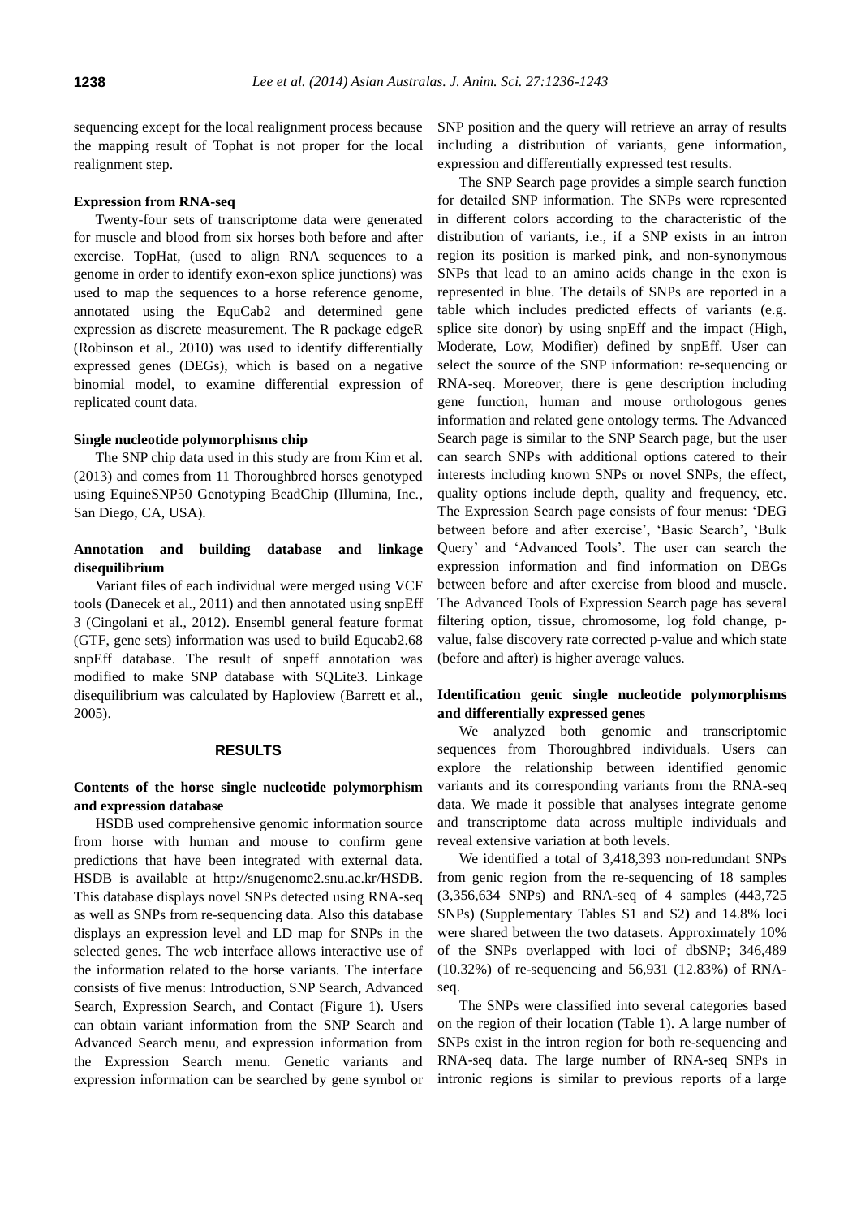sequencing except for the local realignment process because the mapping result of Tophat is not proper for the local realignment step.

**Expression from RNA-seq**

Twenty-four sets of transcriptome data were generated for muscle and blood from six horses both before and after exercise. TopHat, (used to align RNA sequences to a genome in order to identify exon-exon splice junctions) was used to map the sequences to a horse reference genome, annotated using the EquCab2 and determined gene expression as discrete measurement. The R package edgeR (Robinson et al., 2010) was used to identify differentially expressed genes (DEGs), which is based on a negative binomial model, to examine differential expression of replicated count data.

**Single nucleotide polymorphisms chip**

The SNP chip data used in this study are from Kim et al. (2013) and comes from 11 Thoroughbred horses genotyped using EquineSNP50 Genotyping BeadChip (Illumina, Inc., San Diego, CA, USA).

**Annotation and building database and linkage disequilibrium**

Variant files of each individual were merged using VCF tools (Danecek et al., 2011) and then annotated using snpEff 3 (Cingolani et al., 2012). Ensembl general feature format (GTF, gene sets) information was used to build Equcab2.68 snpEff database. The result of snpeff annotation was modified to make SNP database with SQLite3. Linkage disequilibrium was calculated by Haploview (Barrett et al., 2005).

## RESULTS

**Contents of the horse single nucleotide polymorphism and expression database**

HSDB used comprehensive genomic information source from horse with human and mouse to confirm gene predictions that have been integrated with external data. HSDB is available at http://snugenome2.snu.ac.kr/HSDB. This database displays novel SNPs detected using RNA-seq as well as SNPs from re-sequencing data. Also this database displays an expression level and LD map for SNPs in the selected genes. The web interface allows interactive use of the information related to the horse variants. The interface consists of five menus: Introduction, SNP Search, Advanced Search, Expression Search, and Contact (Figure 1). Users can obtain variant information from the SNP Search and Advanced Search menu, and expression information from the Expression Search menu. Genetic variants and expression information can be searched by gene symbol or SNP position and the query will retrieve an array of results including a distribution of variants, gene information, expression and differentially expressed test results.

The SNP Search page provides a simple search function for detailed SNP information. The SNPs were represented in different colors according to the characteristic of the distribution of variants, i.e., if a SNP exists in an intron region its position is marked pink, and non-synonymous SNPs that lead to an amino acids change in the exon is represented in blue. The details of SNPs are reported in a table which includes predicted effects of variants (e.g. splice site donor) by using snpEff and the impact (High, Moderate, Low, Modifier) defined by snpEff. User can select the source of the SNP information: re-sequencing or RNA-seq. Moreover, there is gene description including gene function, human and mouse orthologous genes information and related gene ontology terms. The Advanced Search page is similar to the SNP Search page, but the user can search SNPs with additional options catered to their interests including known SNPs or novel SNPs, the effect, quality options include depth, quality and frequency, etc. The Expression Search page consists of four menus: 'DEG between before and after exercise', 'Basic Search', 'Bulk Query' and 'Advanced Tools'. The user can search the expression information and find information on DEGs between before and after exercise from blood and muscle. The Advanced Tools of Expression Search page has several filtering option, tissue, chromosome, log fold change, p-value, false discovery rate corrected p-value and which state (before and after) is higher average values.

**Identification genic single nucleotide polymorphisms and differentially expressed genes**

We analyzed both genomic and transcriptomic sequences from Thoroughbred individuals. Users can explore the relationship between identified genomic variants and its corresponding variants from the RNA-seq data. We made it possible that analyses integrate genome and transcriptome data across multiple individuals and reveal extensive variation at both levels.

We identified a total of 3,418,393 non-redundant SNPs from genic region from the re-sequencing of 18 samples (3,356,634 SNPs) and RNA-seq of 4 samples (443,725 SNPs) (Supplementary Tables S1 and S2) and 14.8% loci were shared between the two datasets. Approximately 10% of the SNPs overlapped with loci of dbSNP; 346,489 (10.32%) of re-sequencing and 56,931 (12.83%) of RNA-seq.

The SNPs were classified into several categories based on the region of their location (Table 1). A large number of SNPs exist in the intron region for both re-sequencing and RNA-seq data. The large number of RNA-seq SNPs in intronic regions is similar to previous reports of a large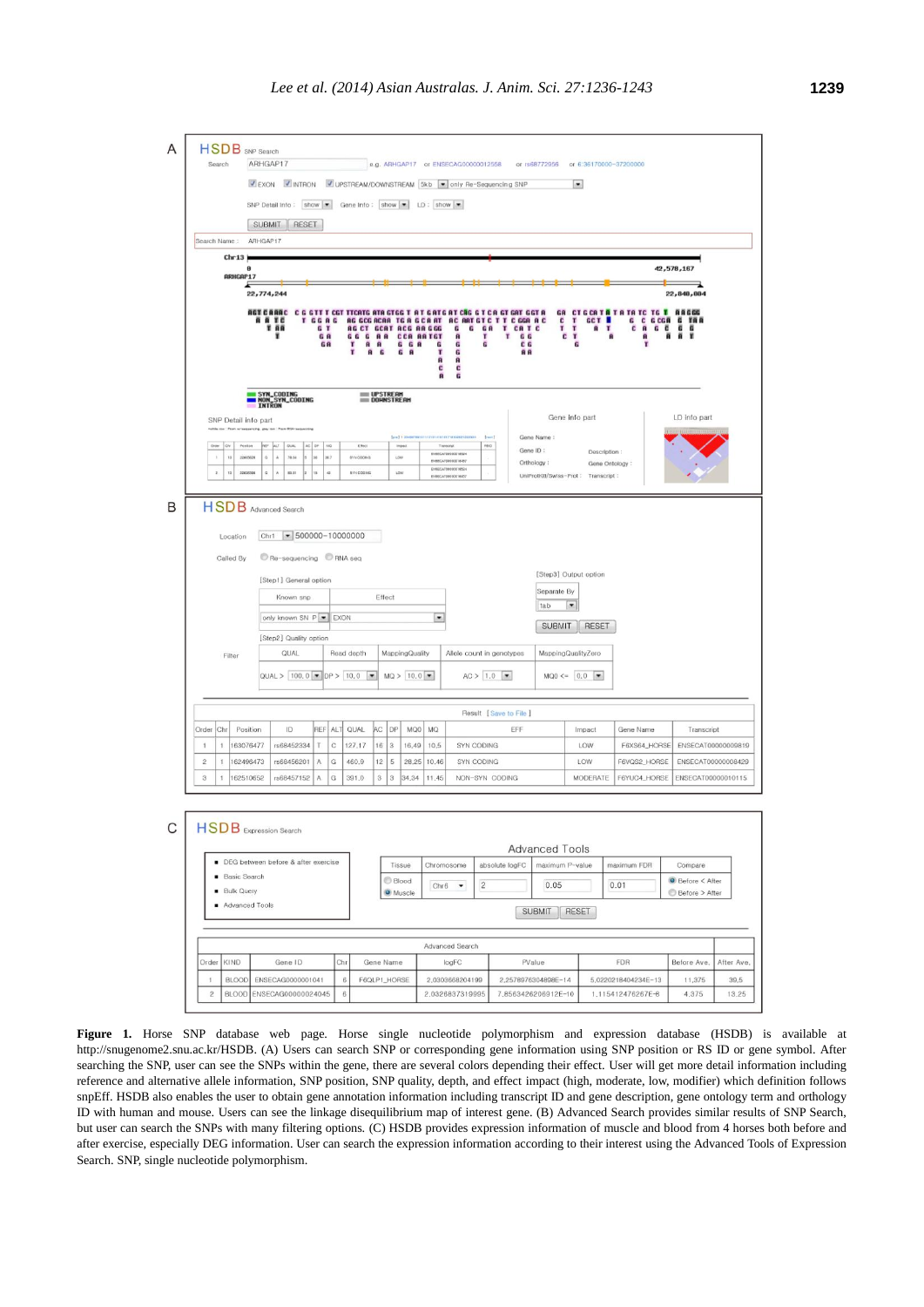**Figure 1.** Horse SNP database web page. Horse single nucleotide polymorphism and expression database (HSDB) is available at http://snugenome2.snu.ac.kr/HSDB. (A) Users can search SNP or corresponding gene information using SNP position or RS ID or gene symbol. After searching the SNP, user can see the SNPs within the gene, there are several colors depending their effect. User will get more detail information including reference and alternative allele information, SNP position, SNP quality, depth, and effect impact (high, moderate, low, modifier) which definition follows snpEff. HSDB also enables the user to obtain gene annotation information including transcript ID and gene description, gene ontology term and orthology ID with human and mouse. Users can see the linkage disequilibrium map of interest gene. (B) Advanced Search provides similar results of SNP Search, but user can search the SNPs with many filtering options. (C) HSDB provides expression information of muscle and blood from 4 horses both before and after exercise, especially DEG information. User can search the expression information according to their interest using the Advanced Tools of Expression Search. SNP, single nucleotide polymorphism.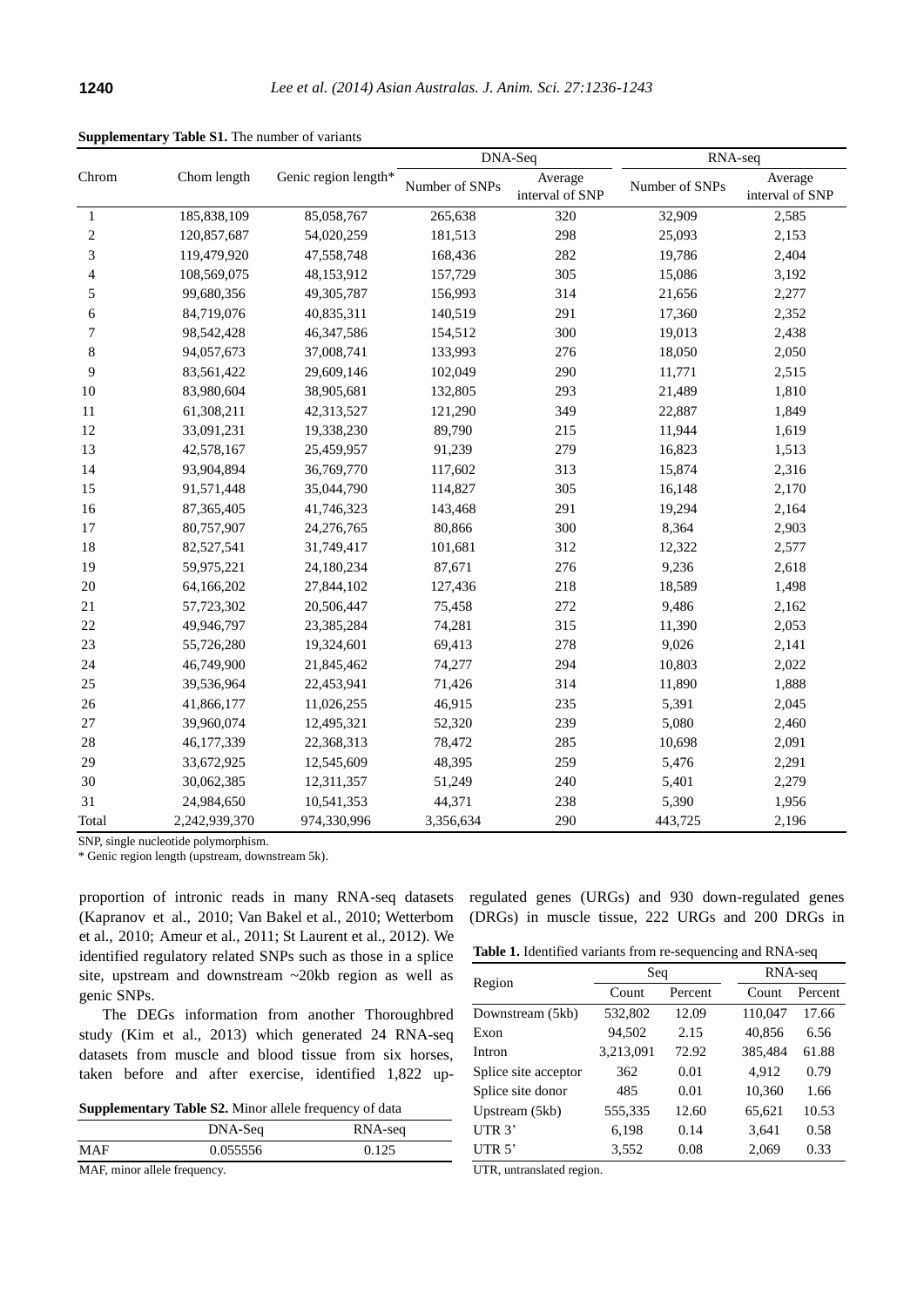**Supplementary Table S1.** The number of variants

| Chrom | Chom length | Genic region length* | DNA-Seq | | RNA-seq | |
|---|---|---|---|---|---|---|
| | | | Number of SNPs | Average interval of SNP | Number of SNPs | Average interval of SNP |
| 1 | 185,838,109 | 85,058,767 | 265,638 | 320 | 32,909 | 2,585 |
| 2 | 120,857,687 | 54,020,259 | 181,513 | 298 | 25,093 | 2,153 |
| 3 | 119,479,920 | 47,558,748 | 168,436 | 282 | 19,786 | 2,404 |
| 4 | 108,569,075 | 48,153,912 | 157,729 | 305 | 15,086 | 3,192 |
| 5 | 99,680,356 | 49,305,787 | 156,993 | 314 | 21,656 | 2,277 |
| 6 | 84,719,076 | 40,835,311 | 140,519 | 291 | 17,360 | 2,352 |
| 7 | 98,542,428 | 46,347,586 | 154,512 | 300 | 19,013 | 2,438 |
| 8 | 94,057,673 | 37,008,741 | 133,993 | 276 | 18,050 | 2,050 |
| 9 | 83,561,422 | 29,609,146 | 102,049 | 290 | 11,771 | 2,515 |
| 10 | 83,980,604 | 38,905,681 | 132,805 | 293 | 21,489 | 1,810 |
| 11 | 61,308,211 | 42,313,527 | 121,290 | 349 | 22,887 | 1,849 |
| 12 | 33,091,231 | 19,338,230 | 89,790 | 215 | 11,944 | 1,619 |
| 13 | 42,578,167 | 25,459,957 | 91,239 | 279 | 16,823 | 1,513 |
| 14 | 93,904,894 | 36,769,770 | 117,602 | 313 | 15,874 | 2,316 |
| 15 | 91,571,448 | 35,044,790 | 114,827 | 305 | 16,148 | 2,170 |
| 16 | 87,365,405 | 41,746,323 | 143,468 | 291 | 19,294 | 2,164 |
| 17 | 80,757,907 | 24,276,765 | 80,866 | 300 | 8,364 | 2,903 |
| 18 | 82,527,541 | 31,749,417 | 101,681 | 312 | 12,322 | 2,577 |
| 19 | 59,975,221 | 24,180,234 | 87,671 | 276 | 9,236 | 2,618 |
| 20 | 64,166,202 | 27,844,102 | 127,436 | 218 | 18,589 | 1,498 |
| 21 | 57,723,302 | 20,506,447 | 75,458 | 272 | 9,486 | 2,162 |
| 22 | 49,946,797 | 23,385,284 | 74,281 | 315 | 11,390 | 2,053 |
| 23 | 55,726,280 | 19,324,601 | 69,413 | 278 | 9,026 | 2,141 |
| 24 | 46,749,900 | 21,845,462 | 74,277 | 294 | 10,803 | 2,022 |
| 25 | 39,536,964 | 22,453,941 | 71,426 | 314 | 11,890 | 1,888 |
| 26 | 41,866,177 | 11,026,255 | 46,915 | 235 | 5,391 | 2,045 |
| 27 | 39,960,074 | 12,495,321 | 52,320 | 239 | 5,080 | 2,460 |
| 28 | 46,177,339 | 22,368,313 | 78,472 | 285 | 10,698 | 2,091 |
| 29 | 33,672,925 | 12,545,609 | 48,395 | 259 | 5,476 | 2,291 |
| 30 | 30,062,385 | 12,311,357 | 51,249 | 240 | 5,401 | 2,279 |
| 31 | 24,984,650 | 10,541,353 | 44,371 | 238 | 5,390 | 1,956 |
| Total | 2,242,939,370 | 974,330,996 | 3,356,634 | 290 | 443,725 | 2,196 |

SNP, single nucleotide polymorphism.
* Genic region length (upstream, downstream 5k).

proportion of intronic reads in many RNA-seq datasets (Kapranov et al., 2010; Van Bakel et al., 2010; Wetterbom et al., 2010; Ameur et al., 2011; St Laurent et al., 2012). We identified regulatory related SNPs such as those in a splice site, upstream and downstream ~20kb region as well as genic SNPs.

The DEGs information from another Thoroughbred study (Kim et al., 2013) which generated 24 RNA-seq datasets from muscle and blood tissue from six horses, taken before and after exercise, identified 1,822 up-regulated genes (URGs) and 930 down-regulated genes (DRGs) in muscle tissue, 222 URGs and 200 DRGs in

**Supplementary Table S2.** Minor allele frequency of data

| | DNA-Seq | RNA-seq |
|---|---|---|
| MAF | 0.055556 | 0.125 |

MAF, minor allele frequency.

**Table 1.** Identified variants from re-sequencing and RNA-seq

| Region | Seq | | RNA-seq | |
|---|---|---|---|---|
| | Count | Percent | Count | Percent |
| Downstream (5kb) | 532,802 | 12.09 | 110,047 | 17.66 |
| Exon | 94,502 | 2.15 | 40,856 | 6.56 |
| Intron | 3,213,091 | 72.92 | 385,484 | 61.88 |
| Splice site acceptor | 362 | 0.01 | 4,912 | 0.79 |
| Splice site donor | 485 | 0.01 | 10,360 | 1.66 |
| Upstream (5kb) | 555,335 | 12.60 | 65,621 | 10.53 |
| UTR 3’ | 6,198 | 0.14 | 3,641 | 0.58 |
| UTR 5’ | 3,552 | 0.08 | 2,069 | 0.33 |

UTR, untranslated region.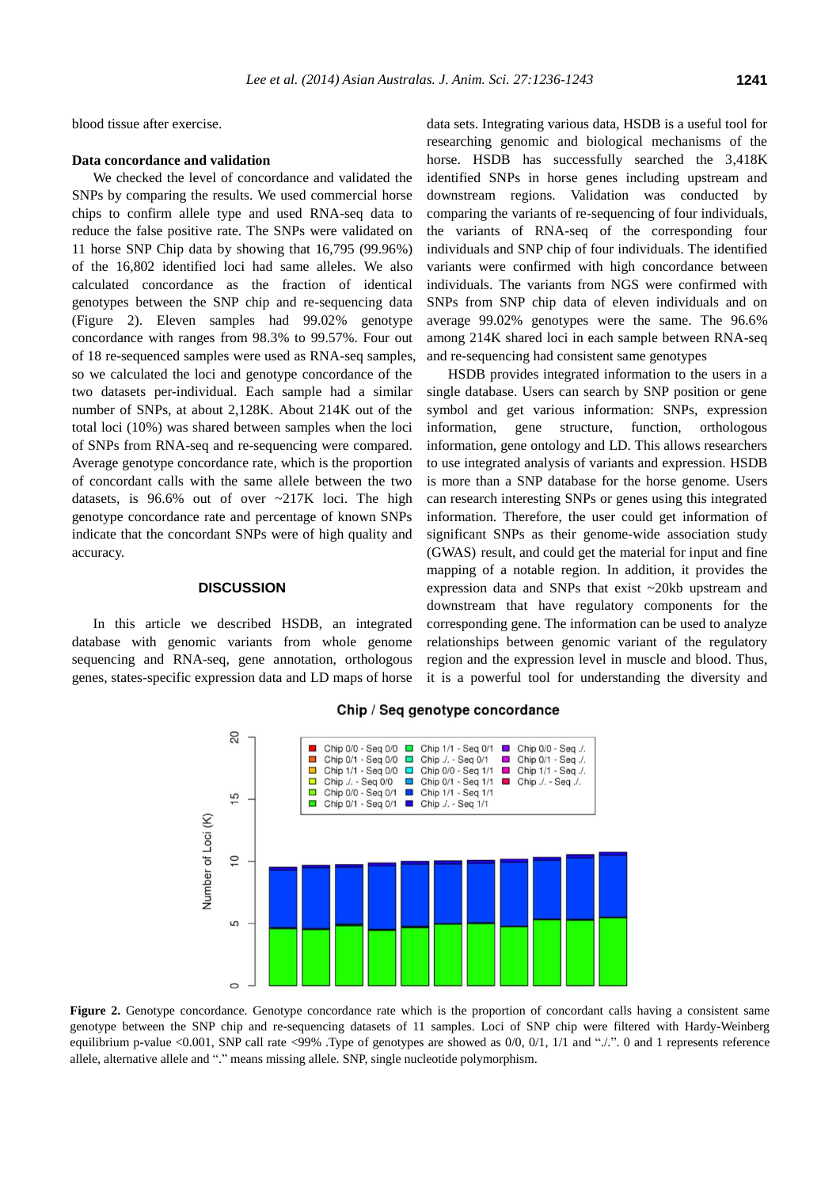blood tissue after exercise.

**Data concordance and validation**

We checked the level of concordance and validated the SNPs by comparing the results. We used commercial horse chips to confirm allele type and used RNA-seq data to reduce the false positive rate. The SNPs were validated on 11 horse SNP Chip data by showing that 16,795 (99.96%) of the 16,802 identified loci had same alleles. We also calculated concordance as the fraction of identical genotypes between the SNP chip and re-sequencing data (Figure 2). Eleven samples had 99.02% genotype concordance with ranges from 98.3% to 99.57%. Four out of 18 re-sequenced samples were used as RNA-seq samples, so we calculated the loci and genotype concordance of the two datasets per-individual. Each sample had a similar number of SNPs, at about 2,128K. About 214K out of the total loci (10%) was shared between samples when the loci of SNPs from RNA-seq and re-sequencing were compared. Average genotype concordance rate, which is the proportion of concordant calls with the same allele between the two datasets, is 96.6% out of over ~217K loci. The high genotype concordance rate and percentage of known SNPs indicate that the concordant SNPs were of high quality and accuracy.

## DISCUSSION

In this article we described HSDB, an integrated database with genomic variants from whole genome sequencing and RNA-seq, gene annotation, orthologous genes, states-specific expression data and LD maps of horse data sets. Integrating various data, HSDB is a useful tool for researching genomic and biological mechanisms of the horse. HSDB has successfully searched the 3,418K identified SNPs in horse genes including upstream and downstream regions. Validation was conducted by comparing the variants of re-sequencing of four individuals, the variants of RNA-seq of the corresponding four individuals and SNP chip of four individuals. The identified variants were confirmed with high concordance between individuals. The variants from NGS were confirmed with SNPs from SNP chip data of eleven individuals and on average 99.02% genotypes were the same. The 96.6% among 214K shared loci in each sample between RNA-seq and re-sequencing had consistent same genotypes

HSDB provides integrated information to the users in a single database. Users can search by SNP position or gene symbol and get various information: SNPs, expression information, gene structure, function, orthologous information, gene ontology and LD. This allows researchers to use integrated analysis of variants and expression. HSDB is more than a SNP database for the horse genome. Users can research interesting SNPs or genes using this integrated information. Therefore, the user could get information of significant SNPs as their genome-wide association study (GWAS) result, and could get the material for input and fine mapping of a notable region. In addition, it provides the expression data and SNPs that exist ~20kb upstream and downstream that have regulatory components for the corresponding gene. The information can be used to analyze relationships between genomic variant of the regulatory region and the expression level in muscle and blood. Thus, it is a powerful tool for understanding the diversity and

**Figure 2.** Genotype concordance. Genotype concordance rate which is the proportion of concordant calls having a consistent same genotype between the SNP chip and re-sequencing datasets of 11 samples. Loci of SNP chip were filtered with Hardy-Weinberg equilibrium p-value <0.001, SNP call rate <99% .Type of genotypes are showed as 0/0, 0/1, 1/1 and "./.". 0 and 1 represents reference allele, alternative allele and "." means missing allele. SNP, single nucleotide polymorphism.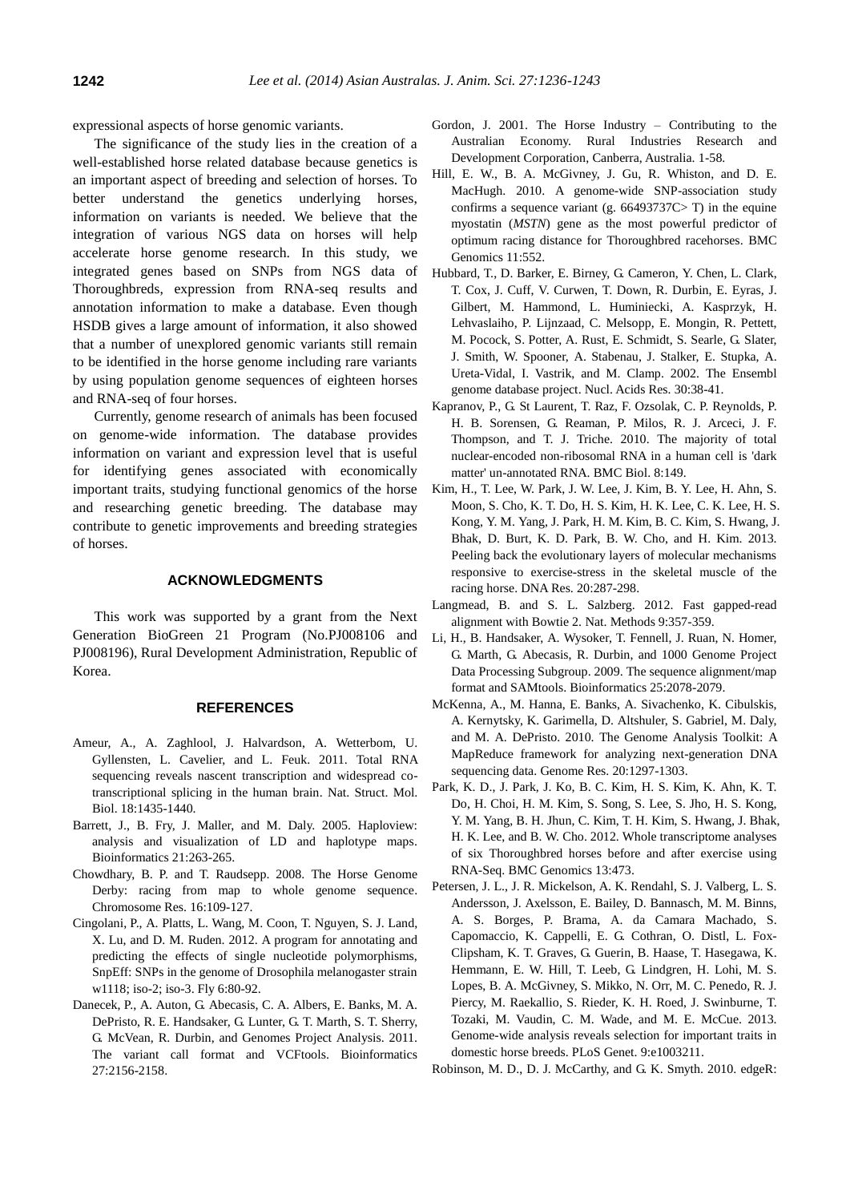expressional aspects of horse genomic variants.

The significance of the study lies in the creation of a well-established horse related database because genetics is an important aspect of breeding and selection of horses. To better understand the genetics underlying horses, information on variants is needed. We believe that the integration of various NGS data on horses will help accelerate horse genome research. In this study, we integrated genes based on SNPs from NGS data of Thoroughbreds, expression from RNA-seq results and annotation information to make a database. Even though HSDB gives a large amount of information, it also showed that a number of unexplored genomic variants still remain to be identified in the horse genome including rare variants by using population genome sequences of eighteen horses and RNA-seq of four horses.

Currently, genome research of animals has been focused on genome-wide information. The database provides information on variant and expression level that is useful for identifying genes associated with economically important traits, studying functional genomics of the horse and researching genetic breeding. The database may contribute to genetic improvements and breeding strategies of horses.

## ACKNOWLEDGMENTS

This work was supported by a grant from the Next Generation BioGreen 21 Program (No.PJ008106 and PJ008196), Rural Development Administration, Republic of Korea.

## REFERENCES

Ameur, A., A. Zaghlool, J. Halvardson, A. Wetterbom, U. Gyllensten, L. Cavelier, and L. Feuk. 2011. Total RNA sequencing reveals nascent transcription and widespread co-transcriptional splicing in the human brain. Nat. Struct. Mol. Biol. 18:1435-1440.

Barrett, J., B. Fry, J. Maller, and M. Daly. 2005. Haploview: analysis and visualization of LD and haplotype maps. Bioinformatics 21:263-265.

Chowdhary, B. P. and T. Raudsepp. 2008. The Horse Genome Derby: racing from map to whole genome sequence. Chromosome Res. 16:109-127.

Cingolani, P., A. Platts, L. Wang, M. Coon, T. Nguyen, S. J. Land, X. Lu, and D. M. Ruden. 2012. A program for annotating and predicting the effects of single nucleotide polymorphisms, SnpEff: SNPs in the genome of Drosophila melanogaster strain w1118; iso-2; iso-3. Fly 6:80-92.

Danecek, P., A. Auton, G. Abecasis, C. A. Albers, E. Banks, M. A. DePristo, R. E. Handsaker, G. Lunter, G. T. Marth, S. T. Sherry, G. McVean, R. Durbin, and Genomes Project Analysis. 2011. The variant call format and VCFtools. Bioinformatics 27:2156-2158.

Gordon, J. 2001. The Horse Industry – Contributing to the Australian Economy. Rural Industries Research and Development Corporation, Canberra, Australia. 1-58.

Hill, E. W., B. A. McGivney, J. Gu, R. Whiston, and D. E. MacHugh. 2010. A genome-wide SNP-association study confirms a sequence variant (g. 66493737C> T) in the equine myostatin (*MSTN*) gene as the most powerful predictor of optimum racing distance for Thoroughbred racehorses. BMC Genomics 11:552.

Hubbard, T., D. Barker, E. Birney, G. Cameron, Y. Chen, L. Clark, T. Cox, J. Cuff, V. Curwen, T. Down, R. Durbin, E. Eyras, J. Gilbert, M. Hammond, L. Huminiecki, A. Kasprzyk, H. Lehvaslaiho, P. Lijnzaad, C. Melsopp, E. Mongin, R. Pettett, M. Pocock, S. Potter, A. Rust, E. Schmidt, S. Searle, G. Slater, J. Smith, W. Spooner, A. Stabenau, J. Stalker, E. Stupka, A. Ureta-Vidal, I. Vastrik, and M. Clamp. 2002. The Ensembl genome database project. Nucl. Acids Res. 30:38-41.

Kapranov, P., G. St Laurent, T. Raz, F. Ozsolak, C. P. Reynolds, P. H. B. Sorensen, G. Reaman, P. Milos, R. J. Arceci, J. F. Thompson, and T. J. Triche. 2010. The majority of total nuclear-encoded non-ribosomal RNA in a human cell is 'dark matter' un-annotated RNA. BMC Biol. 8:149.

Kim, H., T. Lee, W. Park, J. W. Lee, J. Kim, B. Y. Lee, H. Ahn, S. Moon, S. Cho, K. T. Do, H. S. Kim, H. K. Lee, C. K. Lee, H. S. Kong, Y. M. Yang, J. Park, H. M. Kim, B. C. Kim, S. Hwang, J. Bhak, D. Burt, K. D. Park, B. W. Cho, and H. Kim. 2013. Peeling back the evolutionary layers of molecular mechanisms responsive to exercise-stress in the skeletal muscle of the racing horse. DNA Res. 20:287-298.

Langmead, B. and S. L. Salzberg. 2012. Fast gapped-read alignment with Bowtie 2. Nat. Methods 9:357-359.

Li, H., B. Handsaker, A. Wysoker, T. Fennell, J. Ruan, N. Homer, G. Marth, G. Abecasis, R. Durbin, and 1000 Genome Project Data Processing Subgroup. 2009. The sequence alignment/map format and SAMtools. Bioinformatics 25:2078-2079.

McKenna, A., M. Hanna, E. Banks, A. Sivachenko, K. Cibulskis, A. Kernytsky, K. Garimella, D. Altshuler, S. Gabriel, M. Daly, and M. A. DePristo. 2010. The Genome Analysis Toolkit: A MapReduce framework for analyzing next-generation DNA sequencing data. Genome Res. 20:1297-1303.

Park, K. D., J. Park, J. Ko, B. C. Kim, H. S. Kim, K. Ahn, K. T. Do, H. Choi, H. M. Kim, S. Song, S. Lee, S. Jho, H. S. Kong, Y. M. Yang, B. H. Jhun, C. Kim, T. H. Kim, S. Hwang, J. Bhak, H. K. Lee, and B. W. Cho. 2012. Whole transcriptome analyses of six Thoroughbred horses before and after exercise using RNA-Seq. BMC Genomics 13:473.

Petersen, J. L., J. R. Mickelson, A. K. Rendahl, S. J. Valberg, L. S. Andersson, J. Axelsson, E. Bailey, D. Bannasch, M. M. Binns, A. S. Borges, P. Brama, A. da Camara Machado, S. Capomaccio, K. Cappelli, E. G. Cothran, O. Distl, L. Fox-Clipsham, K. T. Graves, G. Guerin, B. Haase, T. Hasegawa, K. Hemmann, E. W. Hill, T. Leeb, G. Lindgren, H. Lohi, M. S. Lopes, B. A. McGivney, S. Mikko, N. Orr, M. C. Penedo, R. J. Piercy, M. Raekallio, S. Rieder, K. H. Roed, J. Swinburne, T. Tozaki, M. Vaudin, C. M. Wade, and M. E. McCue. 2013. Genome-wide analysis reveals selection for important traits in domestic horse breeds. PLoS Genet. 9:e1003211.

Robinson, M. D., D. J. McCarthy, and G. K. Smyth. 2010. edgeR: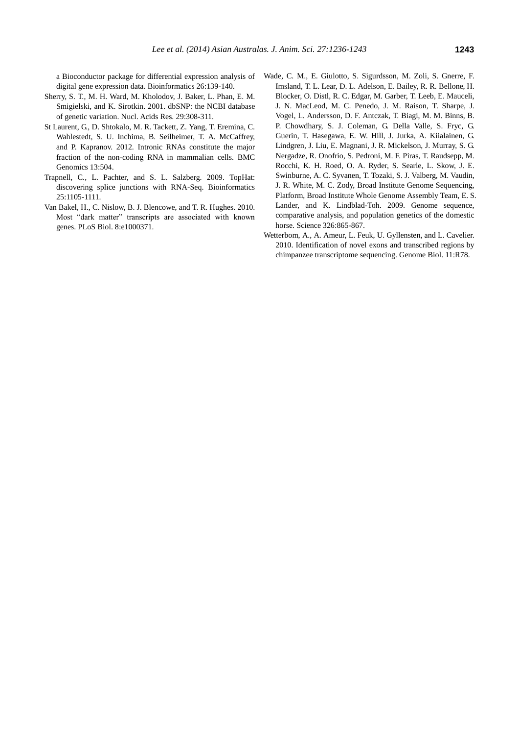a Bioconductor package for differential expression analysis of digital gene expression data. Bioinformatics 26:139-140.

Sherry, S. T., M. H. Ward, M. Kholodov, J. Baker, L. Phan, E. M. Smigielski, and K. Sirotkin. 2001. dbSNP: the NCBI database of genetic variation. Nucl. Acids Res. 29:308-311.

St Laurent, G., D. Shtokalo, M. R. Tackett, Z. Yang, T. Eremina, C. Wahlestedt, S. U. Inchima, B. Seilheimer, T. A. McCaffrey, and P. Kapranov. 2012. Intronic RNAs constitute the major fraction of the non-coding RNA in mammalian cells. BMC Genomics 13:504.

Trapnell, C., L. Pachter, and S. L. Salzberg. 2009. TopHat: discovering splice junctions with RNA-Seq. Bioinformatics 25:1105-1111.

Van Bakel, H., C. Nislow, B. J. Blencowe, and T. R. Hughes. 2010. Most "dark matter" transcripts are associated with known genes. PLoS Biol. 8:e1000371.

Wade, C. M., E. Giulotto, S. Sigurdsson, M. Zoli, S. Gnerre, F. Imsland, T. L. Lear, D. L. Adelson, E. Bailey, R. R. Bellone, H. Blocker, O. Distl, R. C. Edgar, M. Garber, T. Leeb, E. Mauceli, J. N. MacLeod, M. C. Penedo, J. M. Raison, T. Sharpe, J. Vogel, L. Andersson, D. F. Antczak, T. Biagi, M. M. Binns, B. P. Chowdhary, S. J. Coleman, G. Della Valle, S. Fryc, G. Guerin, T. Hasegawa, E. W. Hill, J. Jurka, A. Kiialainen, G. Lindgren, J. Liu, E. Magnani, J. R. Mickelson, J. Murray, S. G. Nergadze, R. Onofrio, S. Pedroni, M. F. Piras, T. Raudsepp, M. Rocchi, K. H. Roed, O. A. Ryder, S. Searle, L. Skow, J. E. Swinburne, A. C. Syvanen, T. Tozaki, S. J. Valberg, M. Vaudin, J. R. White, M. C. Zody, Broad Institute Genome Sequencing, Platform, Broad Institute Whole Genome Assembly Team, E. S. Lander, and K. Lindblad-Toh. 2009. Genome sequence, comparative analysis, and population genetics of the domestic horse. Science 326:865-867.

Wetterbom, A., A. Ameur, L. Feuk, U. Gyllensten, and L. Cavelier. 2010. Identification of novel exons and transcribed regions by chimpanzee transcriptome sequencing. Genome Biol. 11:R78.